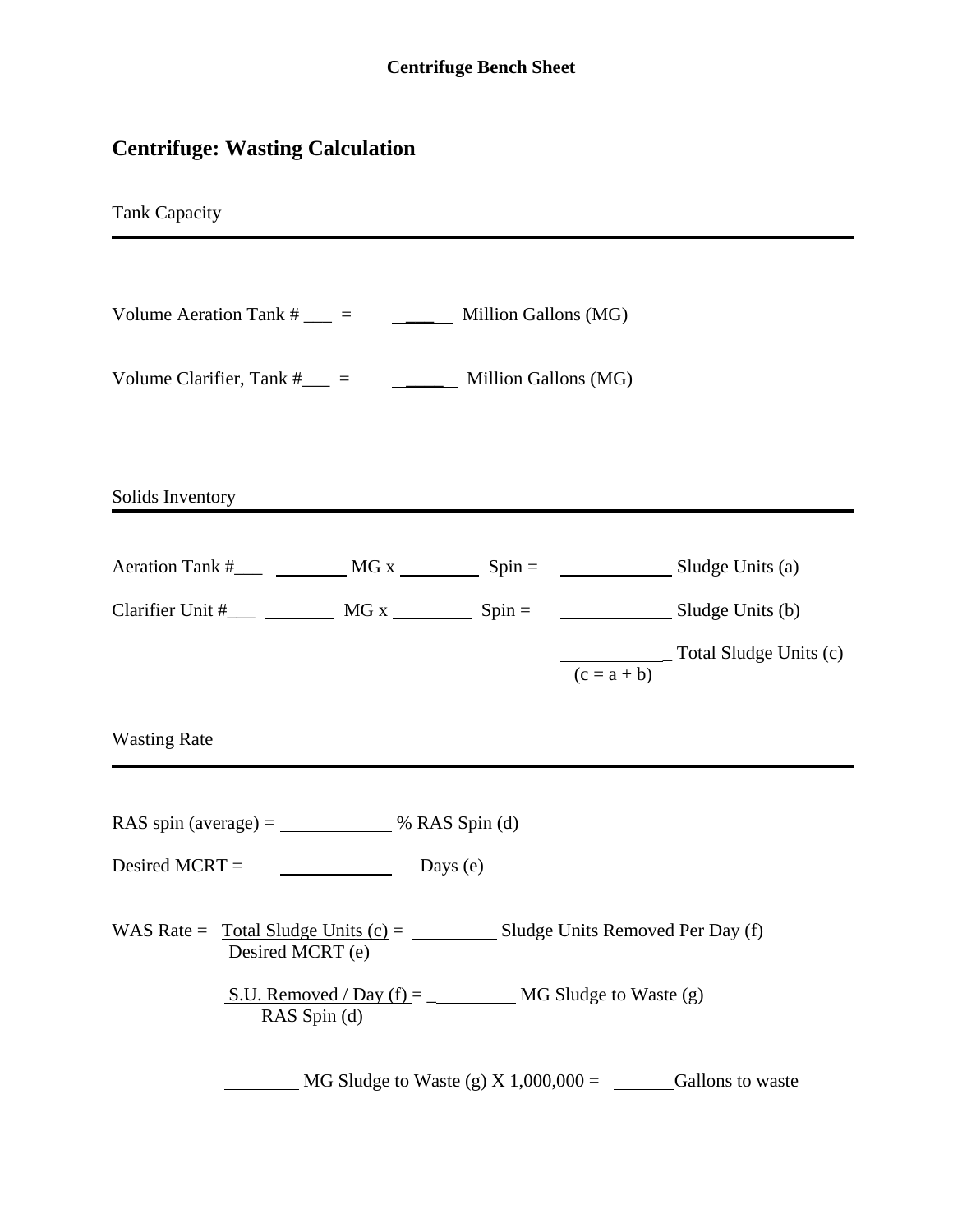**Centrifuge Bench Sheet**

## Centrifuge: Wasting Calculation

### Tank Capacity

---

Volume Aeration Tank # ___ = ______ Million Gallons (MG)

Volume Clarifier, Tank #___ = ______ Million Gallons (MG)

### Solids Inventory

---

Aeration Tank #___ ________ MG x ________ Spin = ____________ Sludge Units (a)

Clarifier Unit #___ ________ MG x ________ Spin = ____________ Sludge Units (b)

____________ Total Sludge Units (c)
(c = a + b)

### Wasting Rate

---

RAS spin (average) = ____________ % RAS Spin (d)

Desired MCRT = ____________ Days (e)

WAS Rate = $\frac{\text{Total Sludge Units (c)}}{\text{Desired MCRT (e)}}$ = _________ Sludge Units Removed Per Day (f)

$\frac{\text{S.U. Removed / Day (f)}}{\text{RAS Spin (d)}}$ = _________ MG Sludge to Waste (g)

________ MG Sludge to Waste (g) X 1,000,000 = ______ Gallons to waste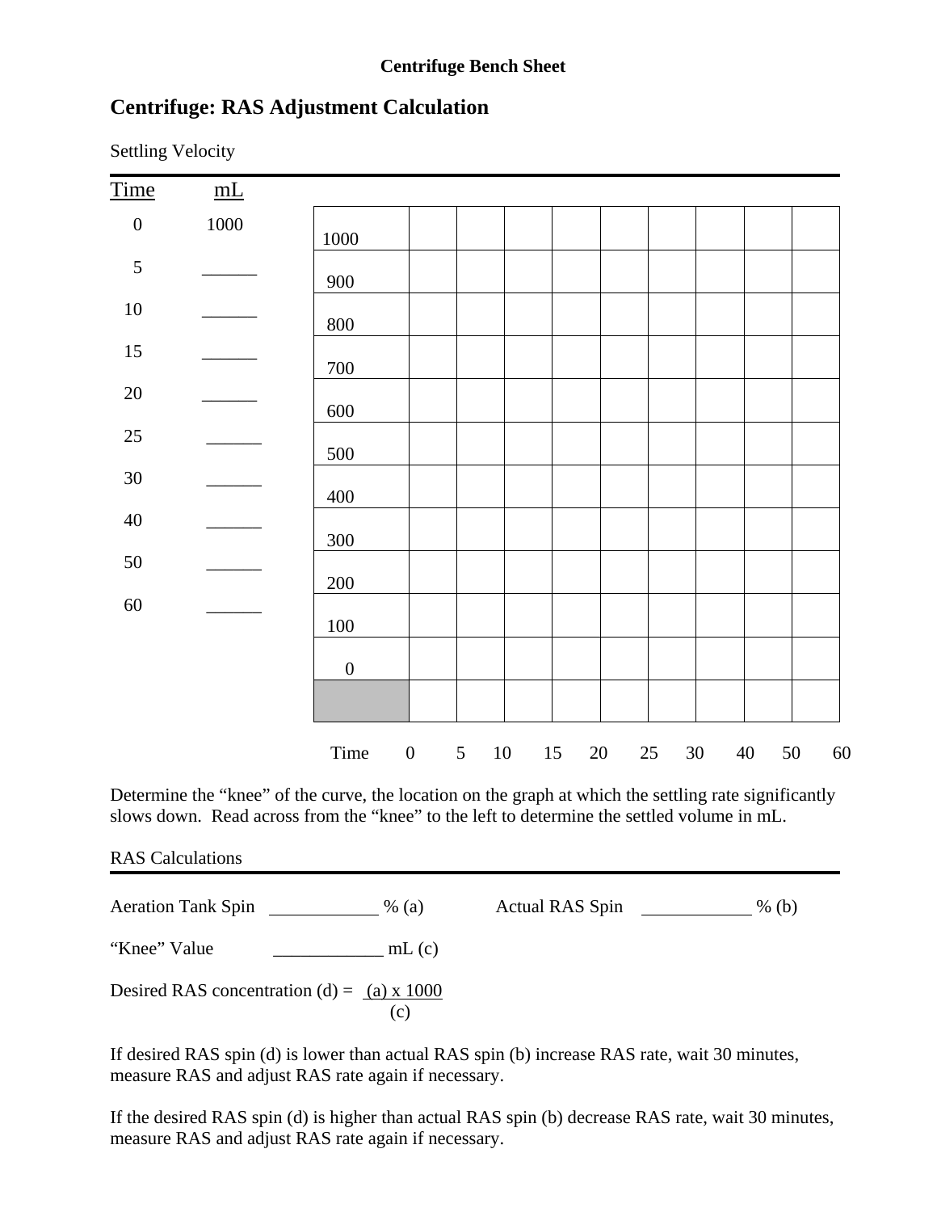**Centrifuge Bench Sheet**

## Centrifuge: RAS Adjustment Calculation

Settling Velocity

| Time | mL |
|---|---|
| 0 | 1000 |
| 5 | ______ |
| 10 | ______ |
| 15 | ______ |
| 20 | ______ |
| 25 | ______ |
| 30 | ______ |
| 40 | ______ |
| 50 | ______ |
| 60 | ______ |

1000
900
800
700
600
500
400
300
200
100
0

Time 0 5 10 15 20 25 30 40 50 60

Determine the "knee" of the curve, the location on the graph at which the settling rate significantly slows down. Read across from the "knee" to the left to determine the settled volume in mL.

RAS Calculations

Aeration Tank Spin ____________ % (a)     Actual RAS Spin ____________ % (b)

"Knee" Value ____________ mL (c)

Desired RAS concentration (d) = $\frac{(a) \times 1000}{(c)}$

If desired RAS spin (d) is lower than actual RAS spin (b) increase RAS rate, wait 30 minutes, measure RAS and adjust RAS rate again if necessary.

If the desired RAS spin (d) is higher than actual RAS spin (b) decrease RAS rate, wait 30 minutes, measure RAS and adjust RAS rate again if necessary.